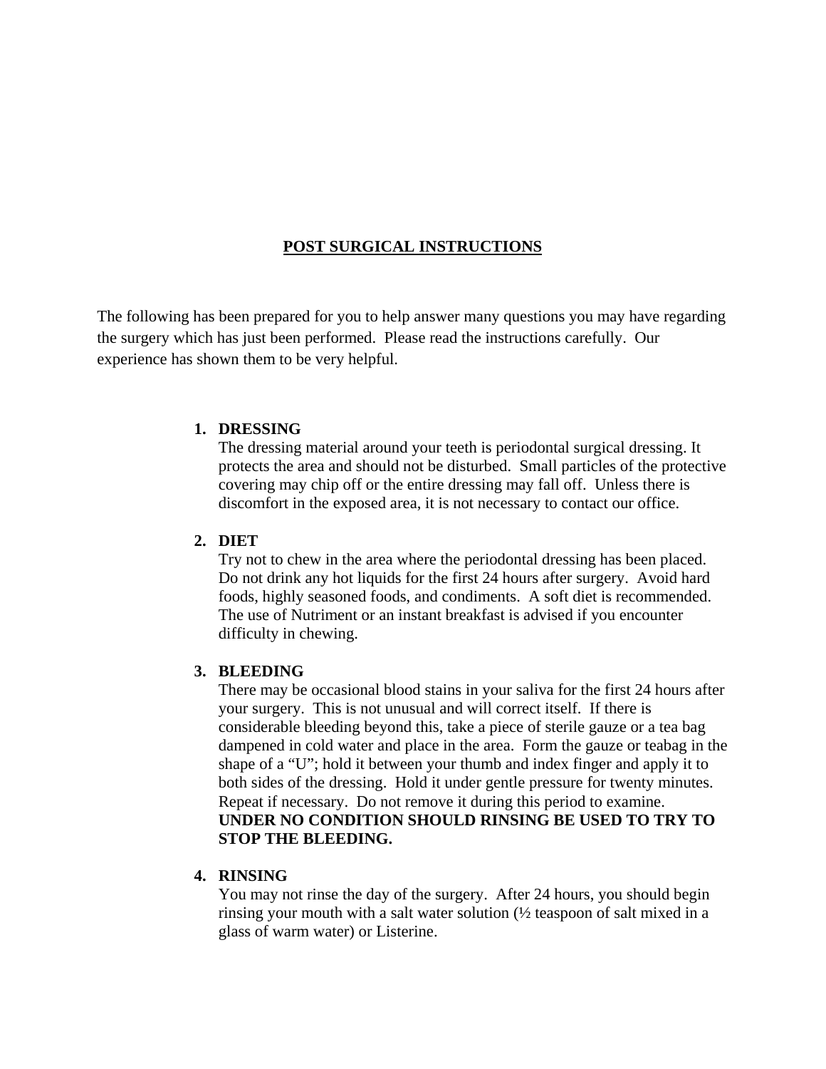# POST SURGICAL INSTRUCTIONS

The following has been prepared for you to help answer many questions you may have regarding the surgery which has just been performed. Please read the instructions carefully. Our experience has shown them to be very helpful.

1. **DRESSING**
   The dressing material around your teeth is periodontal surgical dressing. It protects the area and should not be disturbed. Small particles of the protective covering may chip off or the entire dressing may fall off. Unless there is discomfort in the exposed area, it is not necessary to contact our office.

2. **DIET**
   Try not to chew in the area where the periodontal dressing has been placed. Do not drink any hot liquids for the first 24 hours after surgery. Avoid hard foods, highly seasoned foods, and condiments. A soft diet is recommended. The use of Nutriment or an instant breakfast is advised if you encounter difficulty in chewing.

3. **BLEEDING**
   There may be occasional blood stains in your saliva for the first 24 hours after your surgery. This is not unusual and will correct itself. If there is considerable bleeding beyond this, take a piece of sterile gauze or a tea bag dampened in cold water and place in the area. Form the gauze or teabag in the shape of a "U"; hold it between your thumb and index finger and apply it to both sides of the dressing. Hold it under gentle pressure for twenty minutes. Repeat if necessary. Do not remove it during this period to examine.
   **UNDER NO CONDITION SHOULD RINSING BE USED TO TRY TO STOP THE BLEEDING.**

4. **RINSING**
   You may not rinse the day of the surgery. After 24 hours, you should begin rinsing your mouth with a salt water solution (½ teaspoon of salt mixed in a glass of warm water) or Listerine.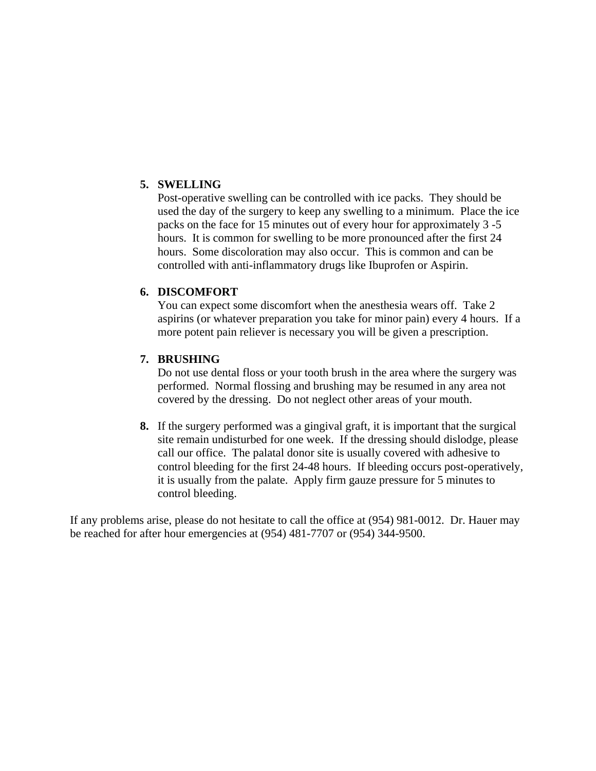5. **SWELLING**
   Post-operative swelling can be controlled with ice packs. They should be used the day of the surgery to keep any swelling to a minimum. Place the ice packs on the face for 15 minutes out of every hour for approximately 3 -5 hours. It is common for swelling to be more pronounced after the first 24 hours. Some discoloration may also occur. This is common and can be controlled with anti-inflammatory drugs like Ibuprofen or Aspirin.

6. **DISCOMFORT**
   You can expect some discomfort when the anesthesia wears off. Take 2 aspirins (or whatever preparation you take for minor pain) every 4 hours. If a more potent pain reliever is necessary you will be given a prescription.

7. **BRUSHING**
   Do not use dental floss or your tooth brush in the area where the surgery was performed. Normal flossing and brushing may be resumed in any area not covered by the dressing. Do not neglect other areas of your mouth.

8. If the surgery performed was a gingival graft, it is important that the surgical site remain undisturbed for one week. If the dressing should dislodge, please call our office. The palatal donor site is usually covered with adhesive to control bleeding for the first 24-48 hours. If bleeding occurs post-operatively, it is usually from the palate. Apply firm gauze pressure for 5 minutes to control bleeding.

If any problems arise, please do not hesitate to call the office at (954) 981-0012. Dr. Hauer may be reached for after hour emergencies at (954) 481-7707 or (954) 344-9500.